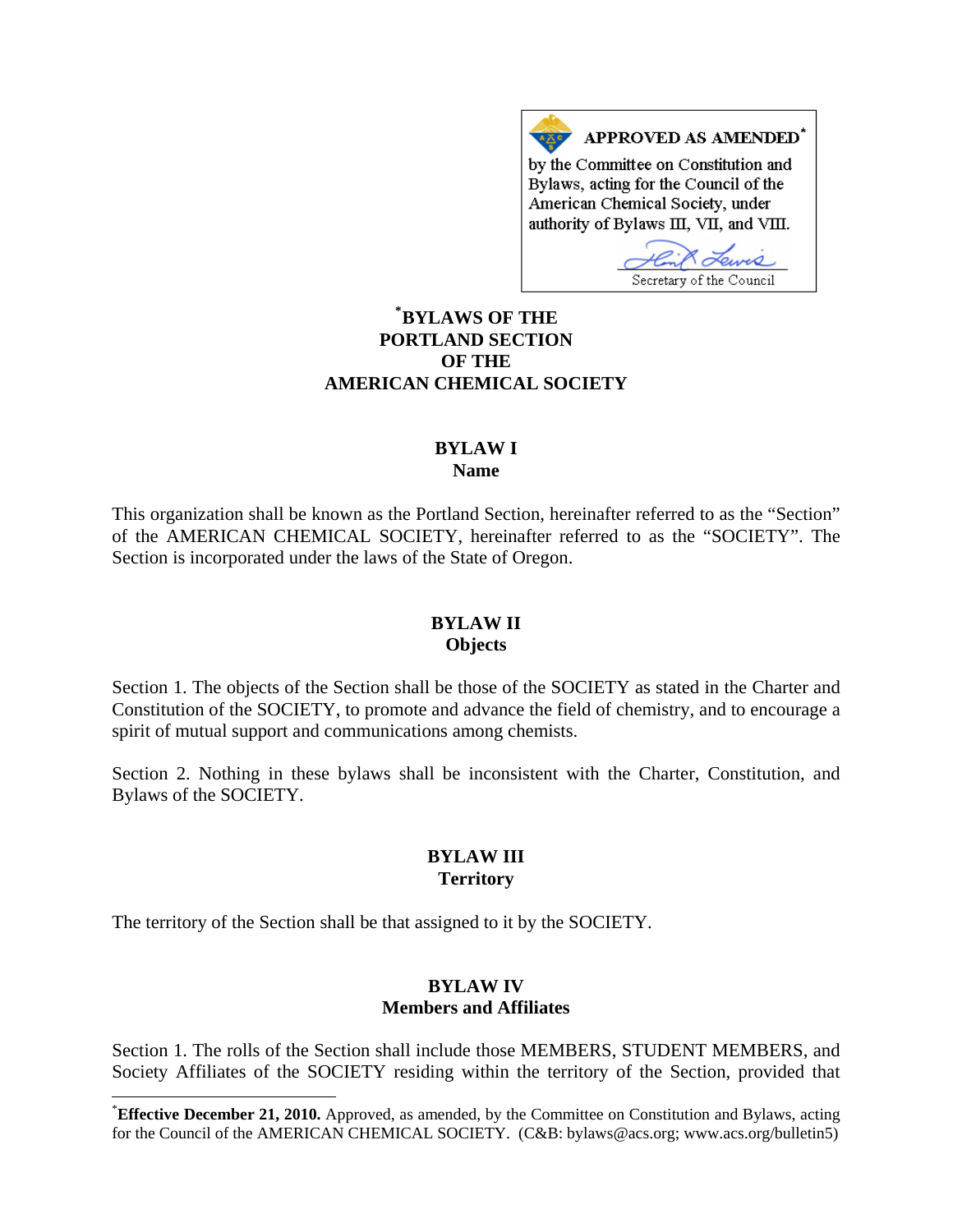**APPROVED AS AMENDED***

by the Committee on Constitution and Bylaws, acting for the Council of the American Chemical Society, under authority of Bylaws III, VII, and VIII.

Secretary of the Council

# *BYLAWS OF THE PORTLAND SECTION OF THE AMERICAN CHEMICAL SOCIETY

## BYLAW I
## Name

This organization shall be known as the Portland Section, hereinafter referred to as the "Section" of the AMERICAN CHEMICAL SOCIETY, hereinafter referred to as the "SOCIETY". The Section is incorporated under the laws of the State of Oregon.

## BYLAW II
## Objects

Section 1. The objects of the Section shall be those of the SOCIETY as stated in the Charter and Constitution of the SOCIETY, to promote and advance the field of chemistry, and to encourage a spirit of mutual support and communications among chemists.

Section 2. Nothing in these bylaws shall be inconsistent with the Charter, Constitution, and Bylaws of the SOCIETY.

## BYLAW III
## Territory

The territory of the Section shall be that assigned to it by the SOCIETY.

## BYLAW IV
## Members and Affiliates

Section 1. The rolls of the Section shall include those MEMBERS, STUDENT MEMBERS, and Society Affiliates of the SOCIETY residing within the territory of the Section, provided that

---

***Effective December 21, 2010.** Approved, as amended, by the Committee on Constitution and Bylaws, acting for the Council of the AMERICAN CHEMICAL SOCIETY. (C&B: bylaws@acs.org; www.acs.org/bulletin5)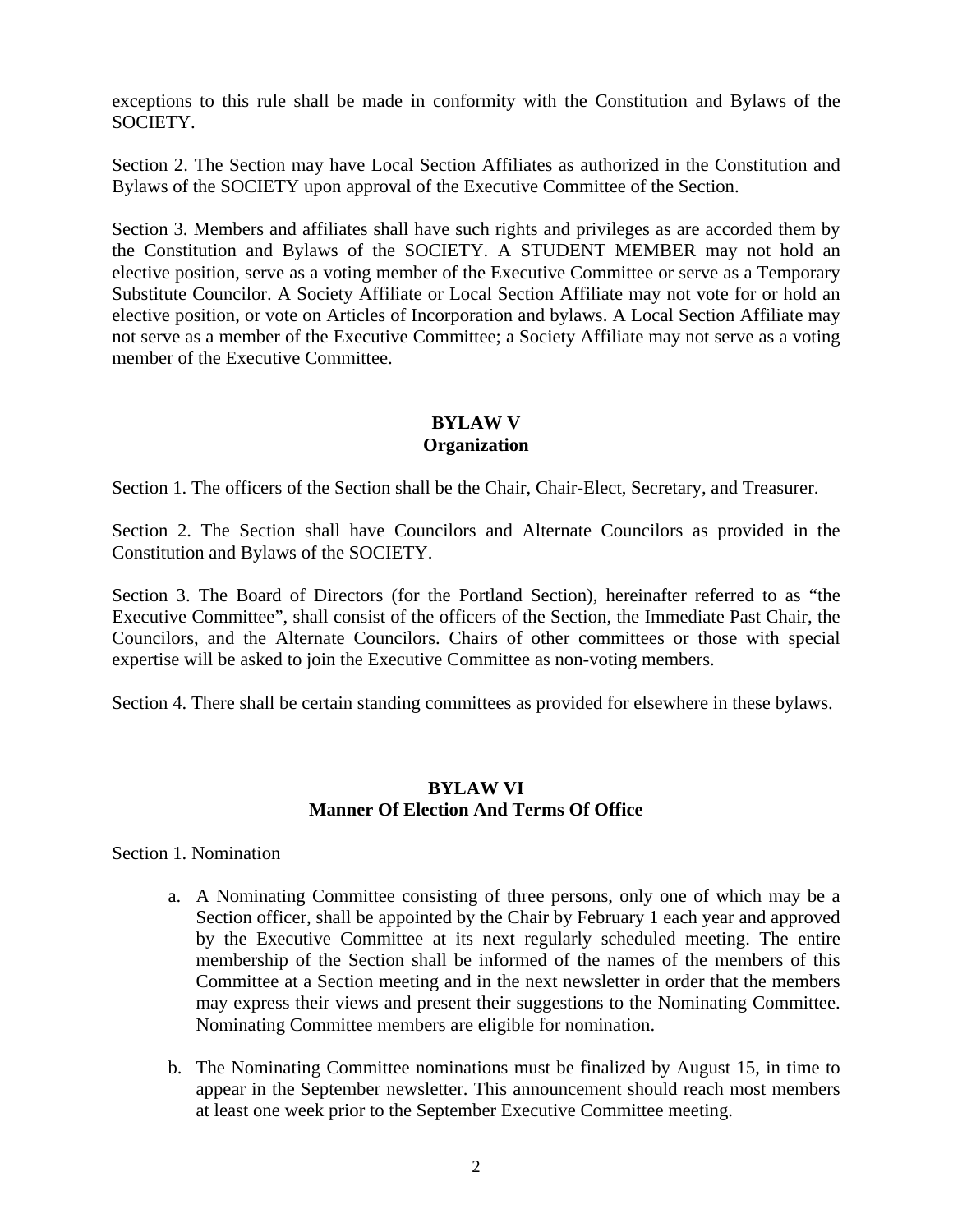exceptions to this rule shall be made in conformity with the Constitution and Bylaws of the SOCIETY.

Section 2. The Section may have Local Section Affiliates as authorized in the Constitution and Bylaws of the SOCIETY upon approval of the Executive Committee of the Section.

Section 3. Members and affiliates shall have such rights and privileges as are accorded them by the Constitution and Bylaws of the SOCIETY. A STUDENT MEMBER may not hold an elective position, serve as a voting member of the Executive Committee or serve as a Temporary Substitute Councilor. A Society Affiliate or Local Section Affiliate may not vote for or hold an elective position, or vote on Articles of Incorporation and bylaws. A Local Section Affiliate may not serve as a member of the Executive Committee; a Society Affiliate may not serve as a voting member of the Executive Committee.

## BYLAW V
## Organization

Section 1. The officers of the Section shall be the Chair, Chair-Elect, Secretary, and Treasurer.

Section 2. The Section shall have Councilors and Alternate Councilors as provided in the Constitution and Bylaws of the SOCIETY.

Section 3. The Board of Directors (for the Portland Section), hereinafter referred to as "the Executive Committee", shall consist of the officers of the Section, the Immediate Past Chair, the Councilors, and the Alternate Councilors. Chairs of other committees or those with special expertise will be asked to join the Executive Committee as non-voting members.

Section 4. There shall be certain standing committees as provided for elsewhere in these bylaws.

## BYLAW VI
## Manner Of Election And Terms Of Office

Section 1. Nomination

a. A Nominating Committee consisting of three persons, only one of which may be a Section officer, shall be appointed by the Chair by February 1 each year and approved by the Executive Committee at its next regularly scheduled meeting. The entire membership of the Section shall be informed of the names of the members of this Committee at a Section meeting and in the next newsletter in order that the members may express their views and present their suggestions to the Nominating Committee. Nominating Committee members are eligible for nomination.

b. The Nominating Committee nominations must be finalized by August 15, in time to appear in the September newsletter. This announcement should reach most members at least one week prior to the September Executive Committee meeting.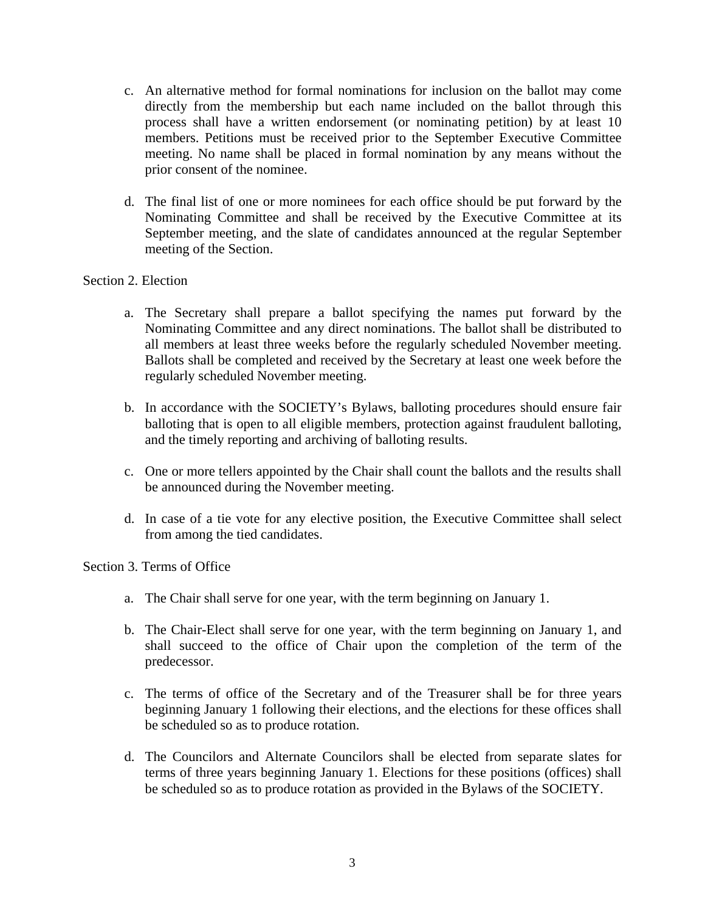c. An alternative method for formal nominations for inclusion on the ballot may come directly from the membership but each name included on the ballot through this process shall have a written endorsement (or nominating petition) by at least 10 members. Petitions must be received prior to the September Executive Committee meeting. No name shall be placed in formal nomination by any means without the prior consent of the nominee.

d. The final list of one or more nominees for each office should be put forward by the Nominating Committee and shall be received by the Executive Committee at its September meeting, and the slate of candidates announced at the regular September meeting of the Section.

Section 2. Election

a. The Secretary shall prepare a ballot specifying the names put forward by the Nominating Committee and any direct nominations. The ballot shall be distributed to all members at least three weeks before the regularly scheduled November meeting. Ballots shall be completed and received by the Secretary at least one week before the regularly scheduled November meeting.

b. In accordance with the SOCIETY's Bylaws, balloting procedures should ensure fair balloting that is open to all eligible members, protection against fraudulent balloting, and the timely reporting and archiving of balloting results.

c. One or more tellers appointed by the Chair shall count the ballots and the results shall be announced during the November meeting.

d. In case of a tie vote for any elective position, the Executive Committee shall select from among the tied candidates.

Section 3. Terms of Office

a. The Chair shall serve for one year, with the term beginning on January 1.

b. The Chair-Elect shall serve for one year, with the term beginning on January 1, and shall succeed to the office of Chair upon the completion of the term of the predecessor.

c. The terms of office of the Secretary and of the Treasurer shall be for three years beginning January 1 following their elections, and the elections for these offices shall be scheduled so as to produce rotation.

d. The Councilors and Alternate Councilors shall be elected from separate slates for terms of three years beginning January 1. Elections for these positions (offices) shall be scheduled so as to produce rotation as provided in the Bylaws of the SOCIETY.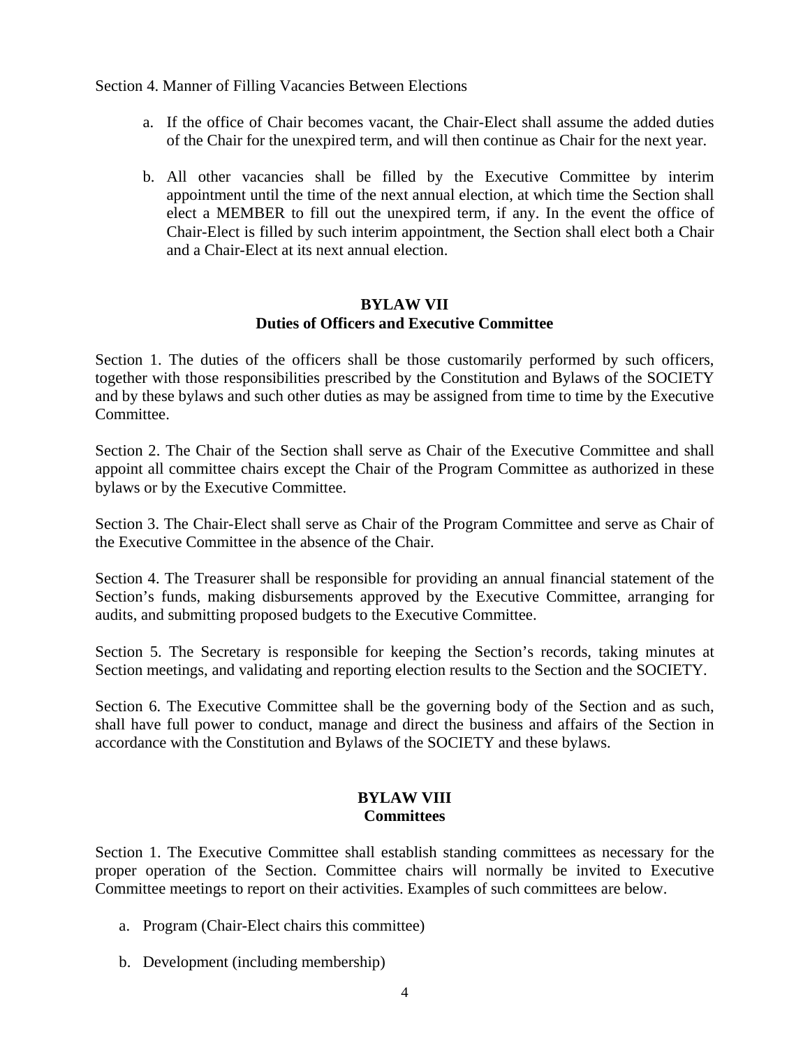Section 4. Manner of Filling Vacancies Between Elections

a. If the office of Chair becomes vacant, the Chair-Elect shall assume the added duties of the Chair for the unexpired term, and will then continue as Chair for the next year.

b. All other vacancies shall be filled by the Executive Committee by interim appointment until the time of the next annual election, at which time the Section shall elect a MEMBER to fill out the unexpired term, if any. In the event the office of Chair-Elect is filled by such interim appointment, the Section shall elect both a Chair and a Chair-Elect at its next annual election.

## BYLAW VII
## Duties of Officers and Executive Committee

Section 1. The duties of the officers shall be those customarily performed by such officers, together with those responsibilities prescribed by the Constitution and Bylaws of the SOCIETY and by these bylaws and such other duties as may be assigned from time to time by the Executive Committee.

Section 2. The Chair of the Section shall serve as Chair of the Executive Committee and shall appoint all committee chairs except the Chair of the Program Committee as authorized in these bylaws or by the Executive Committee.

Section 3. The Chair-Elect shall serve as Chair of the Program Committee and serve as Chair of the Executive Committee in the absence of the Chair.

Section 4. The Treasurer shall be responsible for providing an annual financial statement of the Section's funds, making disbursements approved by the Executive Committee, arranging for audits, and submitting proposed budgets to the Executive Committee.

Section 5. The Secretary is responsible for keeping the Section's records, taking minutes at Section meetings, and validating and reporting election results to the Section and the SOCIETY.

Section 6. The Executive Committee shall be the governing body of the Section and as such, shall have full power to conduct, manage and direct the business and affairs of the Section in accordance with the Constitution and Bylaws of the SOCIETY and these bylaws.

## BYLAW VIII
## Committees

Section 1. The Executive Committee shall establish standing committees as necessary for the proper operation of the Section. Committee chairs will normally be invited to Executive Committee meetings to report on their activities. Examples of such committees are below.

a. Program (Chair-Elect chairs this committee)

b. Development (including membership)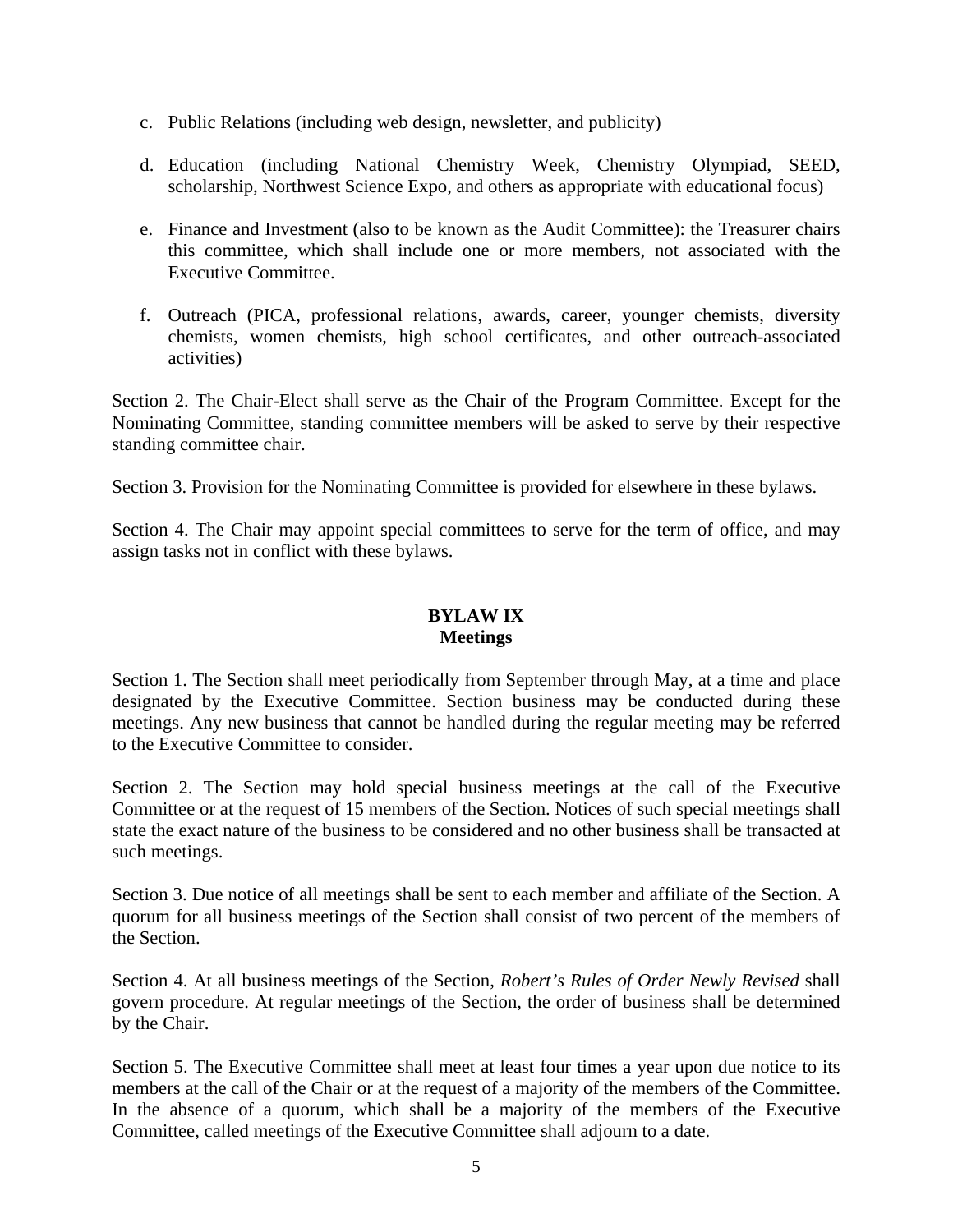c. Public Relations (including web design, newsletter, and publicity)

d. Education (including National Chemistry Week, Chemistry Olympiad, SEED, scholarship, Northwest Science Expo, and others as appropriate with educational focus)

e. Finance and Investment (also to be known as the Audit Committee): the Treasurer chairs this committee, which shall include one or more members, not associated with the Executive Committee.

f. Outreach (PICA, professional relations, awards, career, younger chemists, diversity chemists, women chemists, high school certificates, and other outreach-associated activities)

Section 2. The Chair-Elect shall serve as the Chair of the Program Committee. Except for the Nominating Committee, standing committee members will be asked to serve by their respective standing committee chair.

Section 3. Provision for the Nominating Committee is provided for elsewhere in these bylaws.

Section 4. The Chair may appoint special committees to serve for the term of office, and may assign tasks not in conflict with these bylaws.

## BYLAW IX
## Meetings

Section 1. The Section shall meet periodically from September through May, at a time and place designated by the Executive Committee. Section business may be conducted during these meetings. Any new business that cannot be handled during the regular meeting may be referred to the Executive Committee to consider.

Section 2. The Section may hold special business meetings at the call of the Executive Committee or at the request of 15 members of the Section. Notices of such special meetings shall state the exact nature of the business to be considered and no other business shall be transacted at such meetings.

Section 3. Due notice of all meetings shall be sent to each member and affiliate of the Section. A quorum for all business meetings of the Section shall consist of two percent of the members of the Section.

Section 4. At all business meetings of the Section, *Robert's Rules of Order Newly Revised* shall govern procedure. At regular meetings of the Section, the order of business shall be determined by the Chair.

Section 5. The Executive Committee shall meet at least four times a year upon due notice to its members at the call of the Chair or at the request of a majority of the members of the Committee. In the absence of a quorum, which shall be a majority of the members of the Executive Committee, called meetings of the Executive Committee shall adjourn to a date.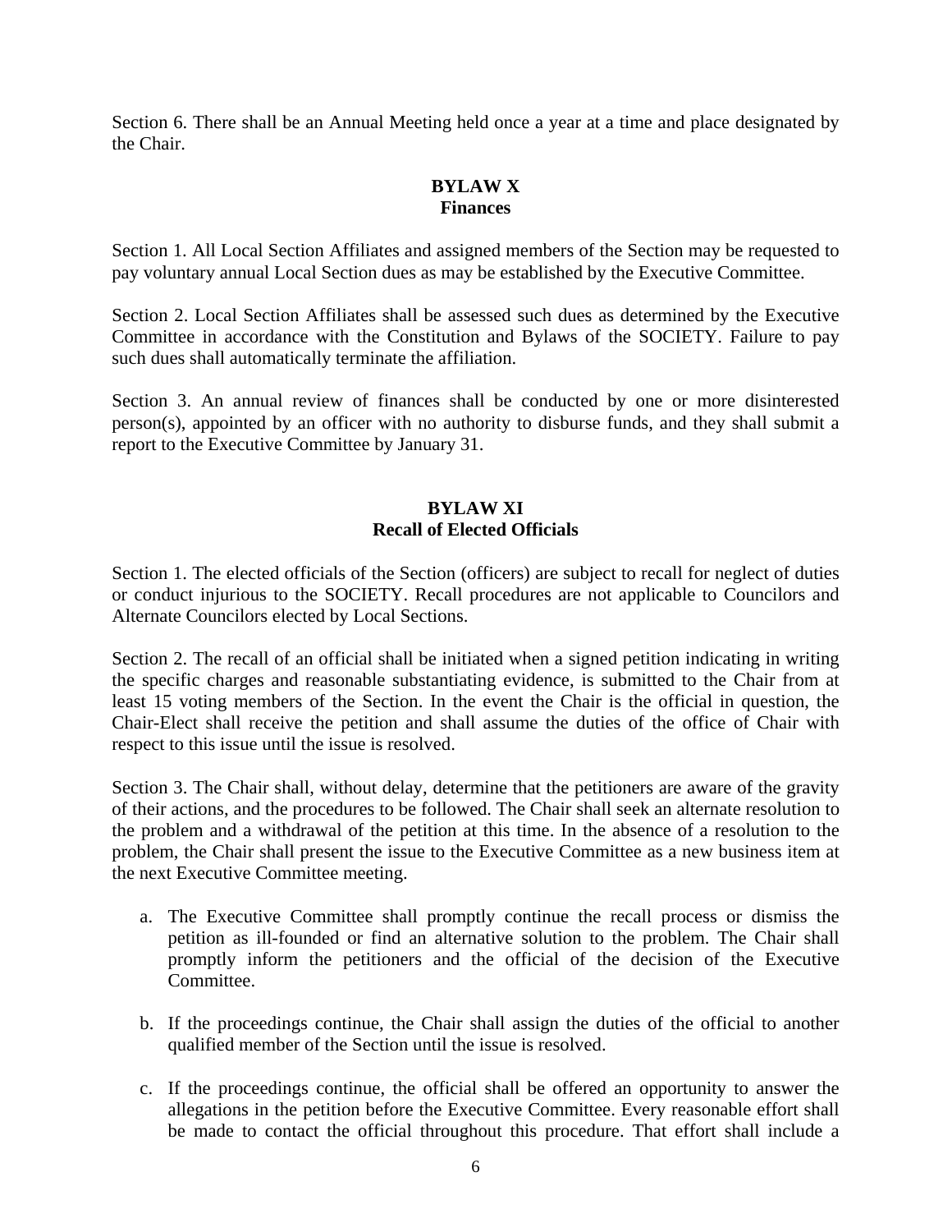Section 6. There shall be an Annual Meeting held once a year at a time and place designated by the Chair.

## BYLAW X
## Finances

Section 1. All Local Section Affiliates and assigned members of the Section may be requested to pay voluntary annual Local Section dues as may be established by the Executive Committee.

Section 2. Local Section Affiliates shall be assessed such dues as determined by the Executive Committee in accordance with the Constitution and Bylaws of the SOCIETY. Failure to pay such dues shall automatically terminate the affiliation.

Section 3. An annual review of finances shall be conducted by one or more disinterested person(s), appointed by an officer with no authority to disburse funds, and they shall submit a report to the Executive Committee by January 31.

## BYLAW XI
## Recall of Elected Officials

Section 1. The elected officials of the Section (officers) are subject to recall for neglect of duties or conduct injurious to the SOCIETY. Recall procedures are not applicable to Councilors and Alternate Councilors elected by Local Sections.

Section 2. The recall of an official shall be initiated when a signed petition indicating in writing the specific charges and reasonable substantiating evidence, is submitted to the Chair from at least 15 voting members of the Section. In the event the Chair is the official in question, the Chair-Elect shall receive the petition and shall assume the duties of the office of Chair with respect to this issue until the issue is resolved.

Section 3. The Chair shall, without delay, determine that the petitioners are aware of the gravity of their actions, and the procedures to be followed. The Chair shall seek an alternate resolution to the problem and a withdrawal of the petition at this time. In the absence of a resolution to the problem, the Chair shall present the issue to the Executive Committee as a new business item at the next Executive Committee meeting.

a. The Executive Committee shall promptly continue the recall process or dismiss the petition as ill-founded or find an alternative solution to the problem. The Chair shall promptly inform the petitioners and the official of the decision of the Executive Committee.

b. If the proceedings continue, the Chair shall assign the duties of the official to another qualified member of the Section until the issue is resolved.

c. If the proceedings continue, the official shall be offered an opportunity to answer the allegations in the petition before the Executive Committee. Every reasonable effort shall be made to contact the official throughout this procedure. That effort shall include a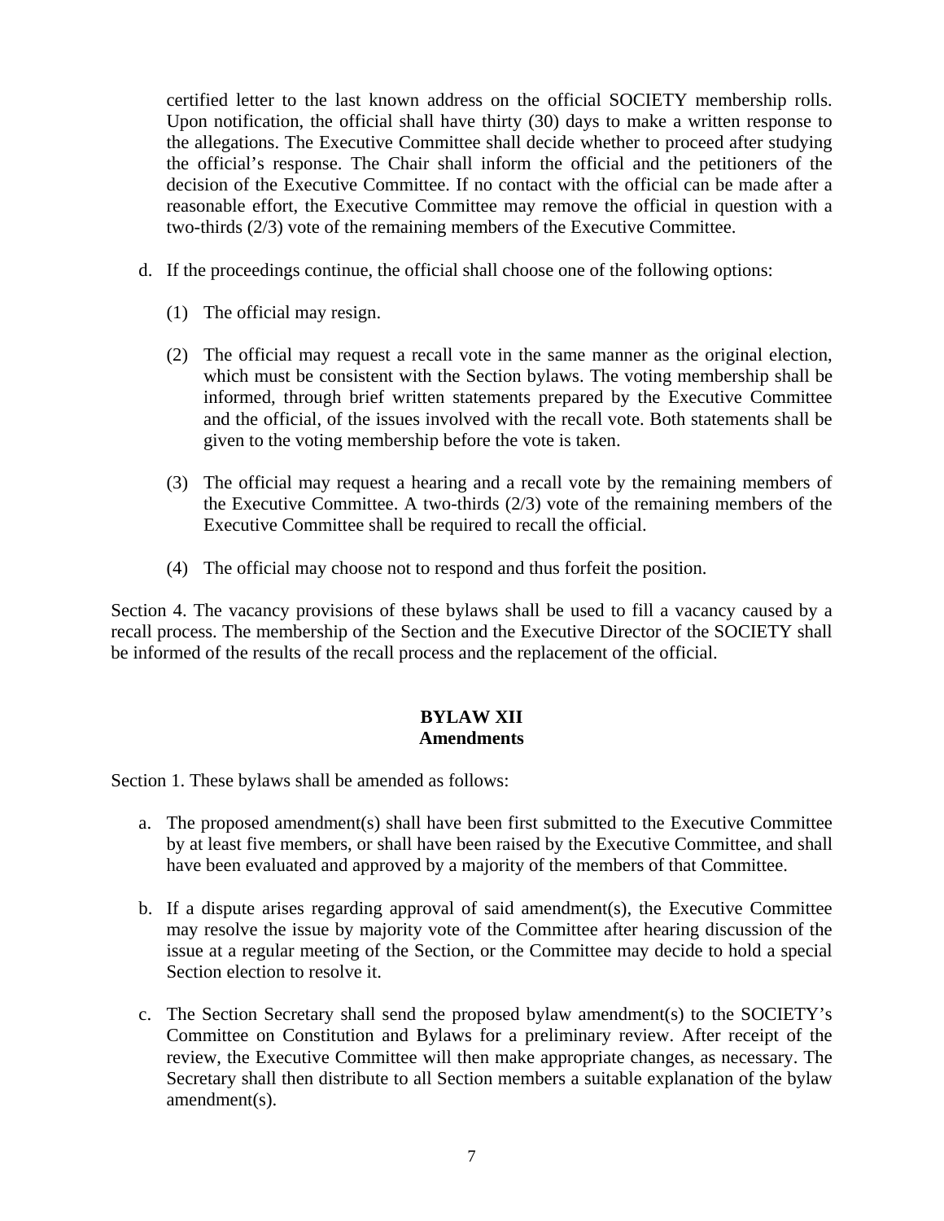certified letter to the last known address on the official SOCIETY membership rolls. Upon notification, the official shall have thirty (30) days to make a written response to the allegations. The Executive Committee shall decide whether to proceed after studying the official's response. The Chair shall inform the official and the petitioners of the decision of the Executive Committee. If no contact with the official can be made after a reasonable effort, the Executive Committee may remove the official in question with a two-thirds (2/3) vote of the remaining members of the Executive Committee.

d. If the proceedings continue, the official shall choose one of the following options:

   (1) The official may resign.

   (2) The official may request a recall vote in the same manner as the original election, which must be consistent with the Section bylaws. The voting membership shall be informed, through brief written statements prepared by the Executive Committee and the official, of the issues involved with the recall vote. Both statements shall be given to the voting membership before the vote is taken.

   (3) The official may request a hearing and a recall vote by the remaining members of the Executive Committee. A two-thirds (2/3) vote of the remaining members of the Executive Committee shall be required to recall the official.

   (4) The official may choose not to respond and thus forfeit the position.

Section 4. The vacancy provisions of these bylaws shall be used to fill a vacancy caused by a recall process. The membership of the Section and the Executive Director of the SOCIETY shall be informed of the results of the recall process and the replacement of the official.

## BYLAW XII
## Amendments

Section 1. These bylaws shall be amended as follows:

a. The proposed amendment(s) shall have been first submitted to the Executive Committee by at least five members, or shall have been raised by the Executive Committee, and shall have been evaluated and approved by a majority of the members of that Committee.

b. If a dispute arises regarding approval of said amendment(s), the Executive Committee may resolve the issue by majority vote of the Committee after hearing discussion of the issue at a regular meeting of the Section, or the Committee may decide to hold a special Section election to resolve it.

c. The Section Secretary shall send the proposed bylaw amendment(s) to the SOCIETY's Committee on Constitution and Bylaws for a preliminary review. After receipt of the review, the Executive Committee will then make appropriate changes, as necessary. The Secretary shall then distribute to all Section members a suitable explanation of the bylaw amendment(s).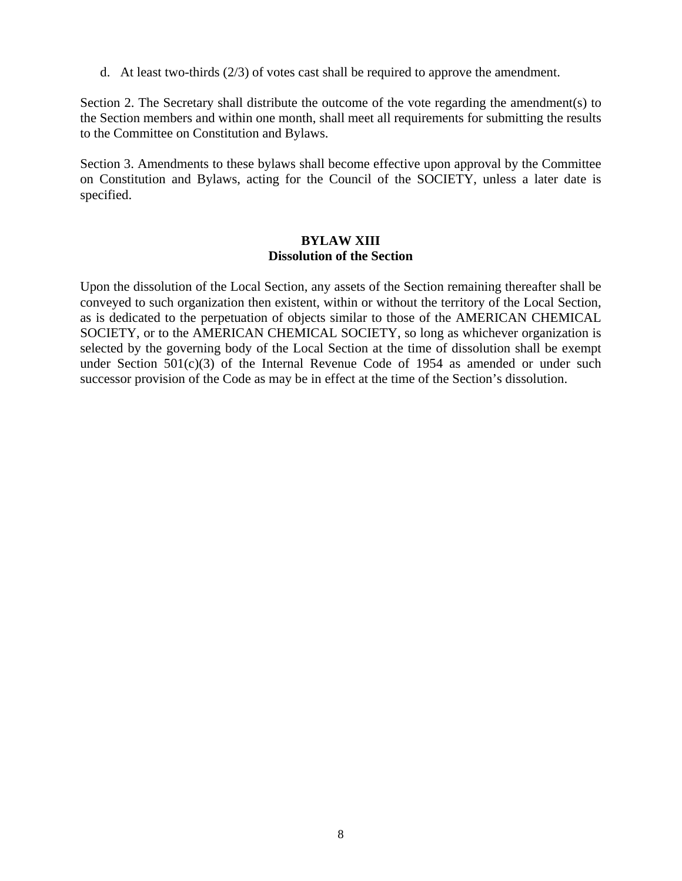d. At least two-thirds (2/3) of votes cast shall be required to approve the amendment.

Section 2. The Secretary shall distribute the outcome of the vote regarding the amendment(s) to the Section members and within one month, shall meet all requirements for submitting the results to the Committee on Constitution and Bylaws.

Section 3. Amendments to these bylaws shall become effective upon approval by the Committee on Constitution and Bylaws, acting for the Council of the SOCIETY, unless a later date is specified.

## BYLAW XIII
## Dissolution of the Section

Upon the dissolution of the Local Section, any assets of the Section remaining thereafter shall be conveyed to such organization then existent, within or without the territory of the Local Section, as is dedicated to the perpetuation of objects similar to those of the AMERICAN CHEMICAL SOCIETY, or to the AMERICAN CHEMICAL SOCIETY, so long as whichever organization is selected by the governing body of the Local Section at the time of dissolution shall be exempt under Section 501(c)(3) of the Internal Revenue Code of 1954 as amended or under such successor provision of the Code as may be in effect at the time of the Section's dissolution.